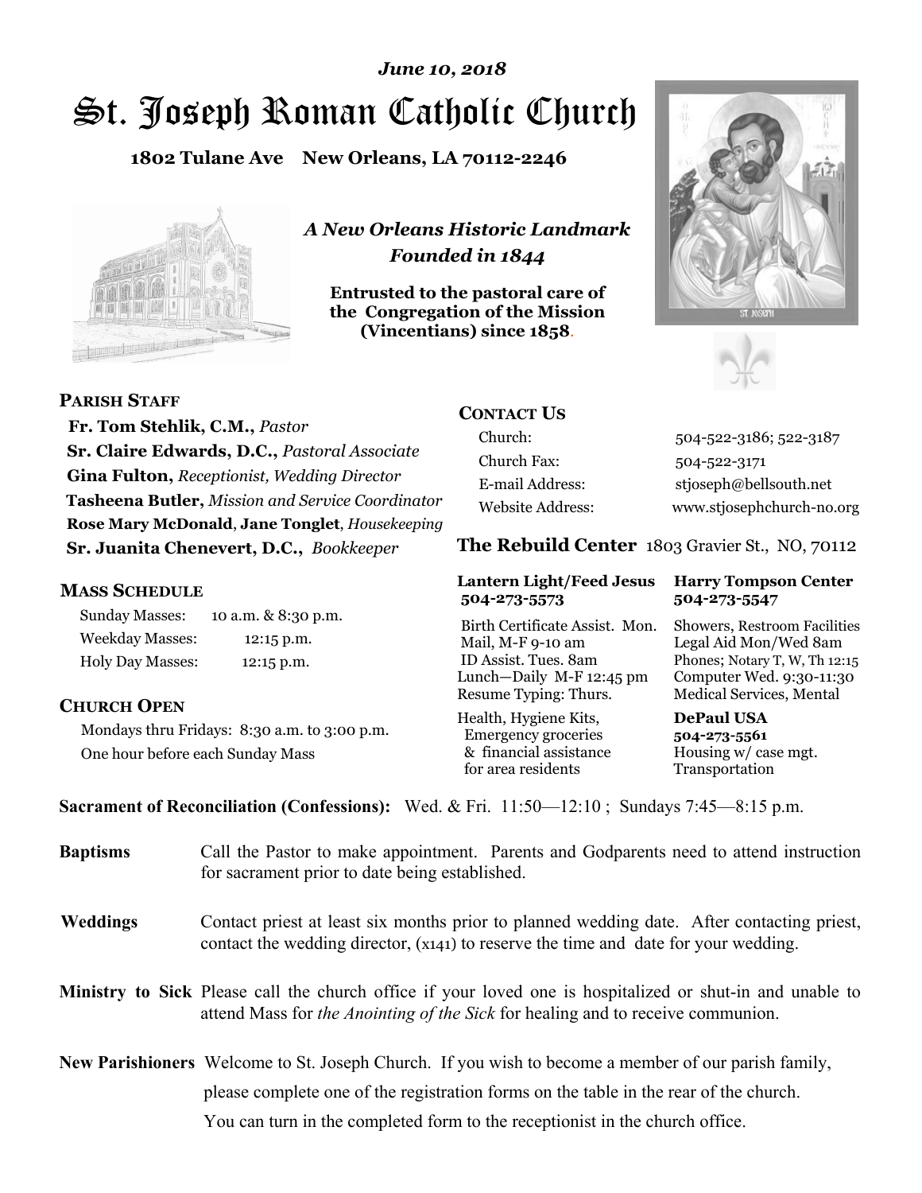*June 10, 2018*

# St. Joseph Roman Catholic Church

**1802 Tulane Ave New Orleans, LA 70112-2246**

*A New Orleans Historic Landmark*
*Founded in 1844*

**Entrusted to the pastoral care of the Congregation of the Mission (Vincentians) since 1858.**

## PARISH STAFF

**Fr. Tom Stehlik, C.M.,** *Pastor*
**Sr. Claire Edwards, D.C.,** *Pastoral Associate*
**Gina Fulton,** *Receptionist, Wedding Director*
**Tasheena Butler,** *Mission and Service Coordinator*
**Rose Mary McDonald**, **Jane Tonglet**, *Housekeeping*
**Sr. Juanita Chenevert, D.C.,** *Bookkeeper*

## MASS SCHEDULE

Sunday Masses: 10 a.m. & 8:30 p.m.
Weekday Masses: 12:15 p.m.
Holy Day Masses: 12:15 p.m.

## CHURCH OPEN

Mondays thru Fridays: 8:30 a.m. to 3:00 p.m.
One hour before each Sunday Mass

## CONTACT US

| | |
|---|---|
| Church: | 504-522-3186; 522-3187 |
| Church Fax: | 504-522-3171 |
| E-mail Address: | stjoseph@bellsouth.net |
| Website Address: | www.stjosephchurch-no.org |

## The Rebuild Center 1803 Gravier St., NO, 70112

**Lantern Light/Feed Jesus 504-273-5573**

Birth Certificate Assist. Mon.
Mail, M-F 9-10 am
ID Assist. Tues. 8am
Lunch—Daily M-F 12:45 pm
Resume Typing: Thurs.

Health, Hygiene Kits, Emergency groceries & financial assistance for area residents

**Harry Tompson Center 504-273-5547**

Showers, Restroom Facilities
Legal Aid Mon/Wed 8am
Phones; Notary T, W, Th 12:15
Computer Wed. 9:30-11:30
Medical Services, Mental

**DePaul USA 504-273-5561**

Housing w/ case mgt.
Transportation

**Sacrament of Reconciliation (Confessions):** Wed. & Fri. 11:50—12:10 ; Sundays 7:45—8:15 p.m.

**Baptisms** Call the Pastor to make appointment. Parents and Godparents need to attend instruction for sacrament prior to date being established.

**Weddings** Contact priest at least six months prior to planned wedding date. After contacting priest, contact the wedding director, (x141) to reserve the time and date for your wedding.

**Ministry to Sick** Please call the church office if your loved one is hospitalized or shut-in and unable to attend Mass for *the Anointing of the Sick* for healing and to receive communion.

**New Parishioners** Welcome to St. Joseph Church. If you wish to become a member of our parish family, please complete one of the registration forms on the table in the rear of the church. You can turn in the completed form to the receptionist in the church office.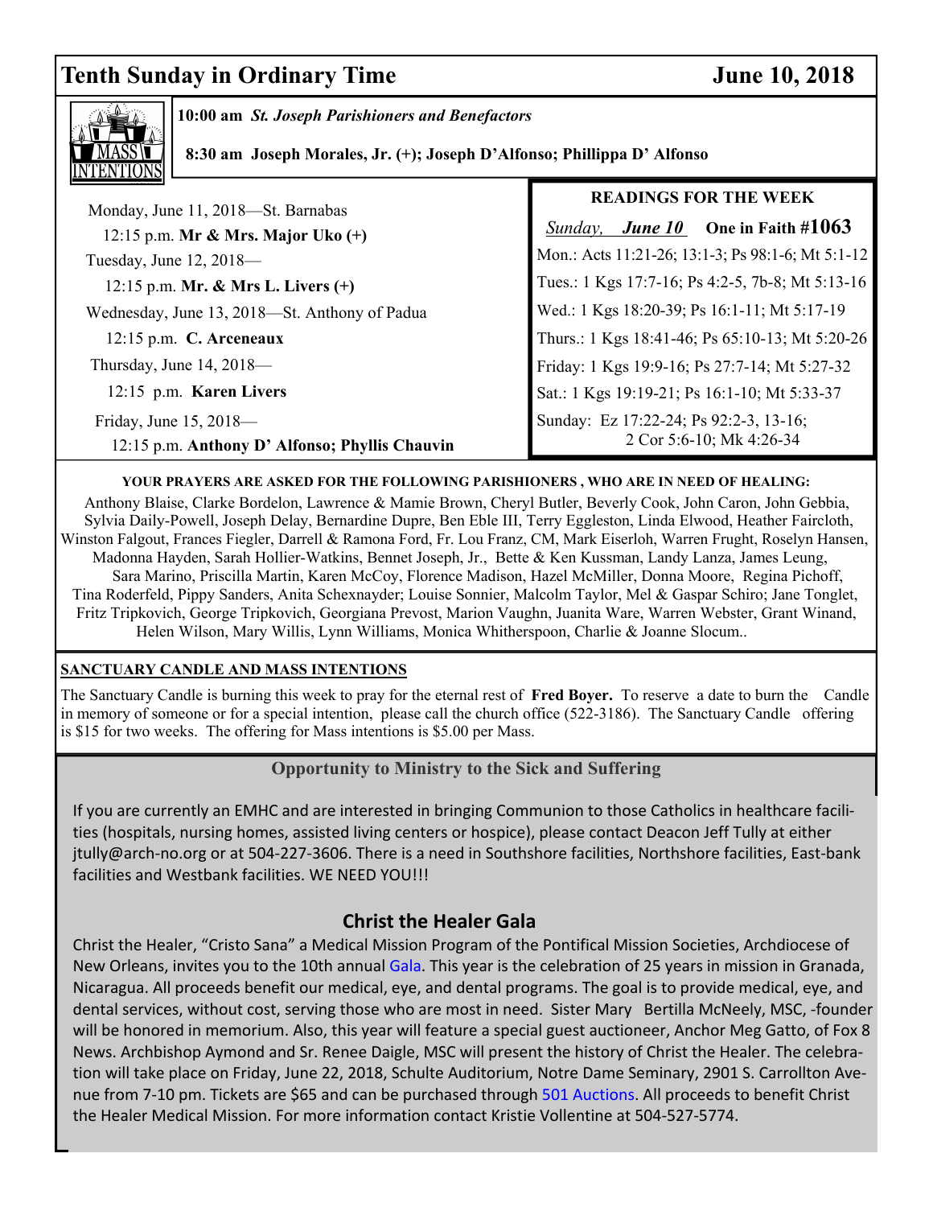# Tenth Sunday in Ordinary Time — June 10, 2018

**MASS INTENTIONS**

**10:00 am** ***St. Joseph Parishioners and Benefactors***

**8:30 am Joseph Morales, Jr. (+); Joseph D'Alfonso; Phillippa D' Alfonso**

Monday, June 11, 2018—St. Barnabas
12:15 p.m. **Mr & Mrs. Major Uko (+)**

Tuesday, June 12, 2018—
12:15 p.m. **Mr. & Mrs L. Livers (+)**

Wednesday, June 13, 2018—St. Anthony of Padua
12:15 p.m. **C. Arceneaux**

Thursday, June 14, 2018—
12:15 p.m. **Karen Livers**

Friday, June 15, 2018—
12:15 p.m. **Anthony D' Alfonso; Phyllis Chauvin**

## READINGS FOR THE WEEK

*Sunday, **June 10*** **One in Faith #1063**

Mon.: Acts 11:21-26; 13:1-3; Ps 98:1-6; Mt 5:1-12
Tues.: 1 Kgs 17:7-16; Ps 4:2-5, 7b-8; Mt 5:13-16
Wed.: 1 Kgs 18:20-39; Ps 16:1-11; Mt 5:17-19
Thurs.: 1 Kgs 18:41-46; Ps 65:10-13; Mt 5:20-26
Friday: 1 Kgs 19:9-16; Ps 27:7-14; Mt 5:27-32
Sat.: 1 Kgs 19:19-21; Ps 16:1-10; Mt 5:33-37
Sunday: Ez 17:22-24; Ps 92:2-3, 13-16; 2 Cor 5:6-10; Mk 4:26-34

**YOUR PRAYERS ARE ASKED FOR THE FOLLOWING PARISHIONERS , WHO ARE IN NEED OF HEALING:**

Anthony Blaise, Clarke Bordelon, Lawrence & Mamie Brown, Cheryl Butler, Beverly Cook, John Caron, John Gebbia, Sylvia Daily-Powell, Joseph Delay, Bernardine Dupre, Ben Eble III, Terry Eggleston, Linda Elwood, Heather Faircloth, Winston Falgout, Frances Fiegler, Darrell & Ramona Ford, Fr. Lou Franz, CM, Mark Eiserloh, Warren Frught, Roselyn Hansen, Madonna Hayden, Sarah Hollier-Watkins, Bennet Joseph, Jr., Bette & Ken Kussman, Landy Lanza, James Leung, Sara Marino, Priscilla Martin, Karen McCoy, Florence Madison, Hazel McMiller, Donna Moore, Regina Pichoff, Tina Roderfeld, Pippy Sanders, Anita Schexnayder; Louise Sonnier, Malcolm Taylor, Mel & Gaspar Schiro; Jane Tonglet, Fritz Tripkovich, George Tripkovich, Georgiana Prevost, Marion Vaughn, Juanita Ware, Warren Webster, Grant Winand, Helen Wilson, Mary Willis, Lynn Williams, Monica Whitherspoon, Charlie & Joanne Slocum..

**SANCTUARY CANDLE AND MASS INTENTIONS**

The Sanctuary Candle is burning this week to pray for the eternal rest of **Fred Boyer.** To reserve a date to burn the Candle in memory of someone or for a special intention, please call the church office (522-3186). The Sanctuary Candle offering is $15 for two weeks. The offering for Mass intentions is $5.00 per Mass.

## Opportunity to Ministry to the Sick and Suffering

If you are currently an EMHC and are interested in bringing Communion to those Catholics in healthcare facilities (hospitals, nursing homes, assisted living centers or hospice), please contact Deacon Jeff Tully at either jtully@arch-no.org or at 504-227-3606. There is a need in Southshore facilities, Northshore facilities, East-bank facilities and Westbank facilities. WE NEED YOU!!!

## Christ the Healer Gala

Christ the Healer, "Cristo Sana" a Medical Mission Program of the Pontifical Mission Societies, Archdiocese of New Orleans, invites you to the 10th annual Gala. This year is the celebration of 25 years in mission in Granada, Nicaragua. All proceeds benefit our medical, eye, and dental programs. The goal is to provide medical, eye, and dental services, without cost, serving those who are most in need. Sister Mary Bertilla McNeely, MSC, -founder will be honored in memoriam. Also, this year will feature a special guest auctioneer, Anchor Meg Gatto, of Fox 8 News. Archbishop Aymond and Sr. Renee Daigle, MSC will present the history of Christ the Healer. The celebration will take place on Friday, June 22, 2018, Schulte Auditorium, Notre Dame Seminary, 2901 S. Carrollton Avenue from 7-10 pm. Tickets are $65 and can be purchased through 501 Auctions. All proceeds to benefit Christ the Healer Medical Mission. For more information contact Kristie Vollentine at 504-527-5774.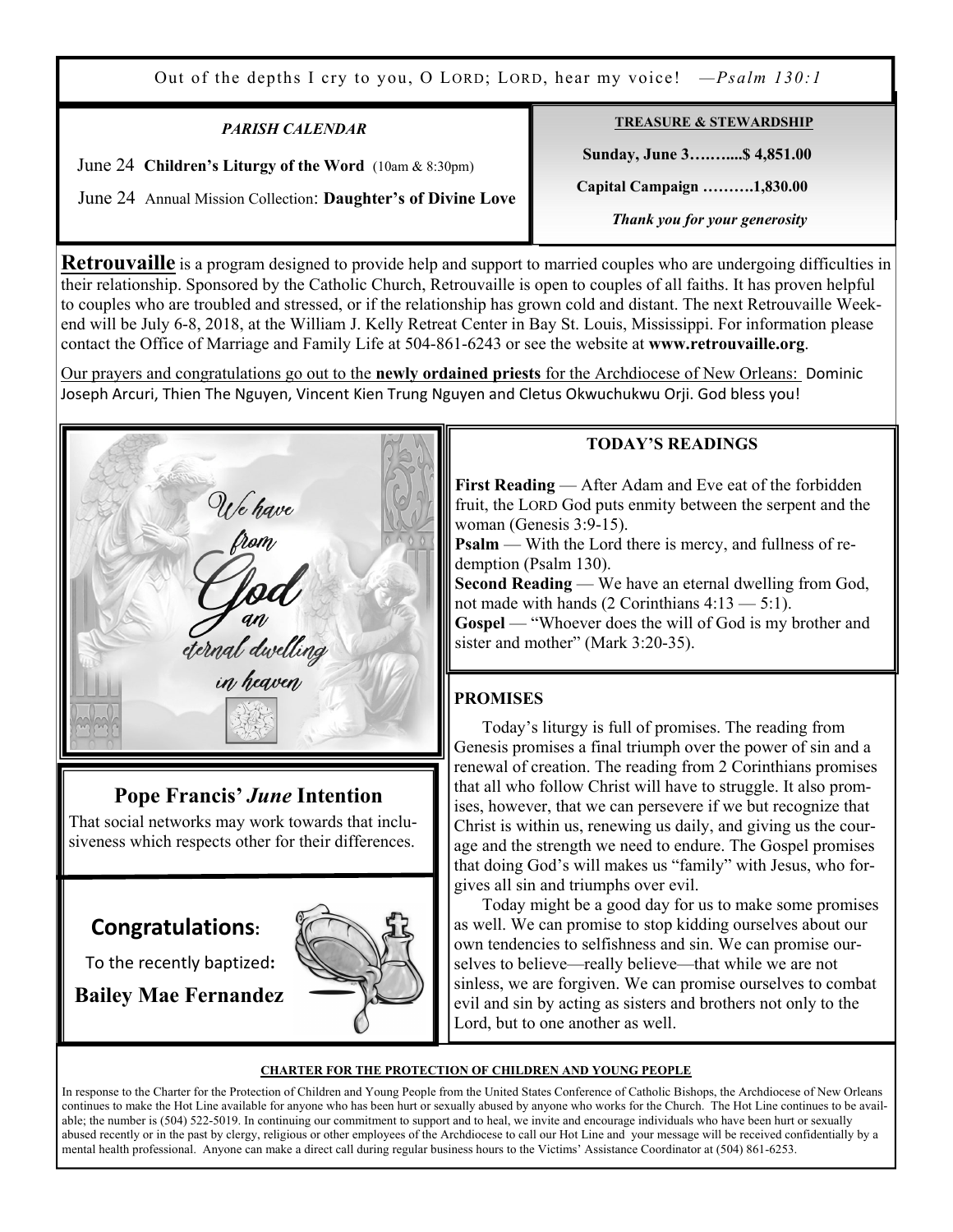Out of the depths I cry to you, O LORD; LORD, hear my voice! —*Psalm 130:1*

*PARISH CALENDAR*

June 24 **Children's Liturgy of the Word** (10am & 8:30pm)

June 24 Annual Mission Collection: **Daughter's of Divine Love**

**TREASURE & STEWARDSHIP**

**Sunday, June 3……....$ 4,851.00**

**Capital Campaign ……….1,830.00**

***Thank you for your generosity***

**Retrouvaille** is a program designed to provide help and support to married couples who are undergoing difficulties in their relationship. Sponsored by the Catholic Church, Retrouvaille is open to couples of all faiths. It has proven helpful to couples who are troubled and stressed, or if the relationship has grown cold and distant. The next Retrouvaille Weekend will be July 6-8, 2018, at the William J. Kelly Retreat Center in Bay St. Louis, Mississippi. For information please contact the Office of Marriage and Family Life at 504-861-6243 or see the website at **www.retrouvaille.org**.

Our prayers and congratulations go out to the **newly ordained priests** for the Archdiocese of New Orleans: Dominic Joseph Arcuri, Thien The Nguyen, Vincent Kien Trung Nguyen and Cletus Okwuchukwu Orji. God bless you!

We have from God an eternal dwelling in heaven

## Pope Francis' *June* Intention

That social networks may work towards that inclusiveness which respects other for their differences.

## Congratulations:

To the recently baptized:

**Bailey Mae Fernandez**

**TODAY'S READINGS**

**First Reading** — After Adam and Eve eat of the forbidden fruit, the LORD God puts enmity between the serpent and the woman (Genesis 3:9-15).
**Psalm** — With the Lord there is mercy, and fullness of redemption (Psalm 130).
**Second Reading** — We have an eternal dwelling from God, not made with hands (2 Corinthians 4:13 — 5:1).
**Gospel** — "Whoever does the will of God is my brother and sister and mother" (Mark 3:20-35).

**PROMISES**

Today's liturgy is full of promises. The reading from Genesis promises a final triumph over the power of sin and a renewal of creation. The reading from 2 Corinthians promises that all who follow Christ will have to struggle. It also promises, however, that we can persevere if we but recognize that Christ is within us, renewing us daily, and giving us the courage and the strength we need to endure. The Gospel promises that doing God's will makes us "family" with Jesus, who forgives all sin and triumphs over evil.

Today might be a good day for us to make some promises as well. We can promise to stop kidding ourselves about our own tendencies to selfishness and sin. We can promise ourselves to believe—really believe—that while we are not sinless, we are forgiven. We can promise ourselves to combat evil and sin by acting as sisters and brothers not only to the Lord, but to one another as well.

**CHARTER FOR THE PROTECTION OF CHILDREN AND YOUNG PEOPLE**

In response to the Charter for the Protection of Children and Young People from the United States Conference of Catholic Bishops, the Archdiocese of New Orleans continues to make the Hot Line available for anyone who has been hurt or sexually abused by anyone who works for the Church. The Hot Line continues to be available; the number is (504) 522-5019. In continuing our commitment to support and to heal, we invite and encourage individuals who have been hurt or sexually abused recently or in the past by clergy, religious or other employees of the Archdiocese to call our Hot Line and your message will be received confidentially by a mental health professional. Anyone can make a direct call during regular business hours to the Victims' Assistance Coordinator at (504) 861-6253.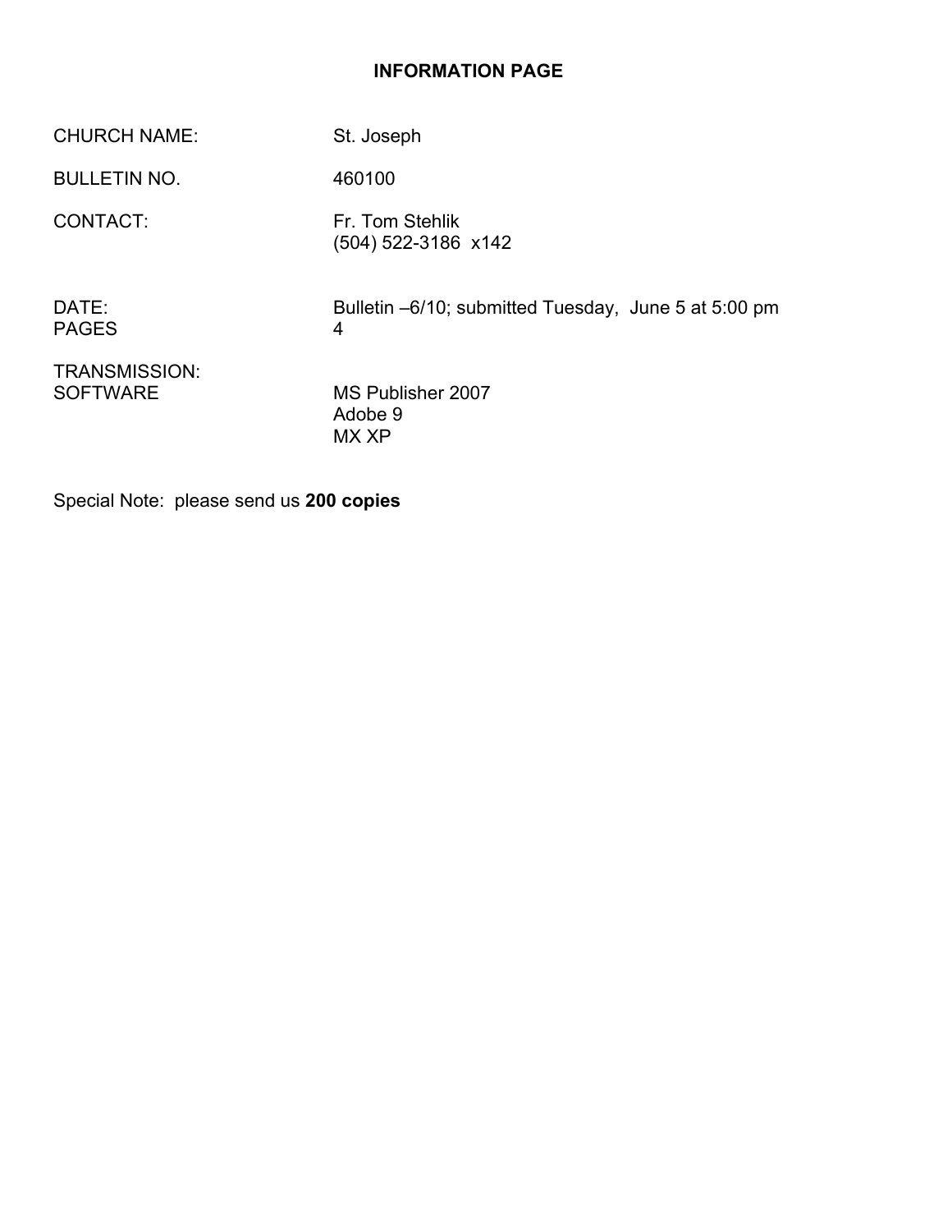# INFORMATION PAGE

| | |
|---|---|
| CHURCH NAME: | St. Joseph |
| BULLETIN NO. | 460100 |
| CONTACT: | Fr. Tom Stehlik<br>(504) 522-3186 x142 |
| DATE:<br>PAGES | Bulletin –6/10; submitted Tuesday, June 5 at 5:00 pm<br>4 |
| TRANSMISSION:<br>SOFTWARE | MS Publisher 2007<br>Adobe 9<br>MX XP |

Special Note: please send us **200 copies**